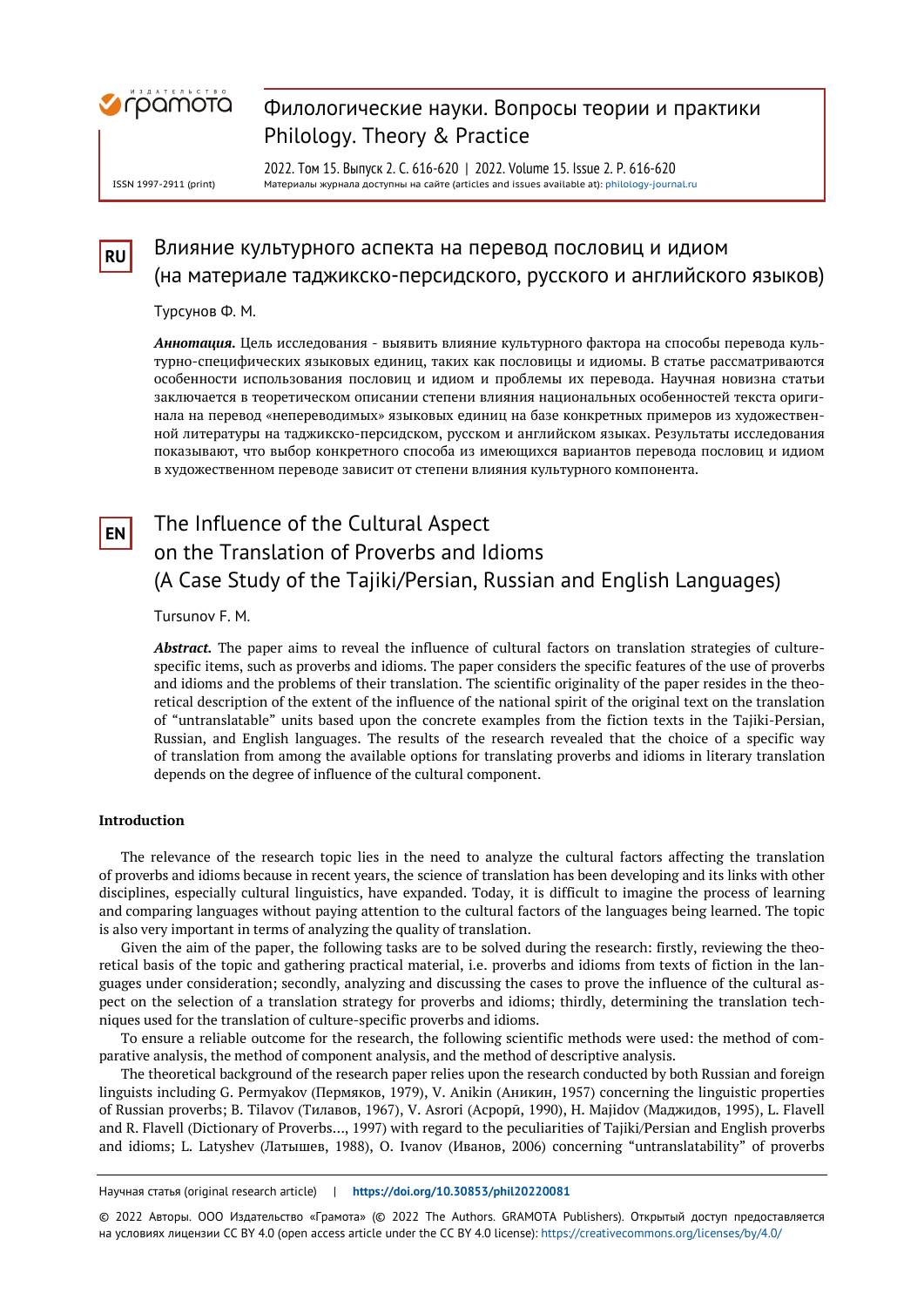# Влияние культурного аспекта на перевод пословиц и идиом (на материале таджикско-персидского, русского и английского языков)

Турсунов Ф. М.

***Аннотация.*** Цель исследования - выявить влияние культурного фактора на способы перевода культурно-специфических языковых единиц, таких как пословицы и идиомы. В статье рассматриваются особенности использования пословиц и идиом и проблемы их перевода. Научная новизна статьи заключается в теоретическом описании степени влияния национальных особенностей текста оригинала на перевод «непереводимых» языковых единиц на базе конкретных примеров из художественной литературы на таджикско-персидском, русском и английском языках. Результаты исследования показывают, что выбор конкретного способа из имеющихся вариантов перевода пословиц и идиом в художественном переводе зависит от степени влияния культурного компонента.

# The Influence of the Cultural Aspect on the Translation of Proverbs and Idioms (A Case Study of the Tajiki/Persian, Russian and English Languages)

Tursunov F. M.

***Abstract.*** The paper aims to reveal the influence of cultural factors on translation strategies of culture-specific items, such as proverbs and idioms. The paper considers the specific features of the use of proverbs and idioms and the problems of their translation. The scientific originality of the paper resides in the theoretical description of the extent of the influence of the national spirit of the original text on the translation of "untranslatable" units based upon the concrete examples from the fiction texts in the Tajiki-Persian, Russian, and English languages. The results of the research revealed that the choice of a specific way of translation from among the available options for translating proverbs and idioms in literary translation depends on the degree of influence of the cultural component.

## Introduction

The relevance of the research topic lies in the need to analyze the cultural factors affecting the translation of proverbs and idioms because in recent years, the science of translation has been developing and its links with other disciplines, especially cultural linguistics, have expanded. Today, it is difficult to imagine the process of learning and comparing languages without paying attention to the cultural factors of the languages being learned. The topic is also very important in terms of analyzing the quality of translation.

Given the aim of the paper, the following tasks are to be solved during the research: firstly, reviewing the theoretical basis of the topic and gathering practical material, i.e. proverbs and idioms from texts of fiction in the languages under consideration; secondly, analyzing and discussing the cases to prove the influence of the cultural aspect on the selection of a translation strategy for proverbs and idioms; thirdly, determining the translation techniques used for the translation of culture-specific proverbs and idioms.

To ensure a reliable outcome for the research, the following scientific methods were used: the method of comparative analysis, the method of component analysis, and the method of descriptive analysis.

The theoretical background of the research paper relies upon the research conducted by both Russian and foreign linguists including G. Permyakov (Пермяков, 1979), V. Anikin (Аникин, 1957) concerning the linguistic properties of Russian proverbs; B. Tilavov (Тилавов, 1967), V. Asrori (Асрорӣ, 1990), H. Majidov (Маджидов, 1995), L. Flavell and R. Flavell (Dictionary of Proverbs…, 1997) with regard to the peculiarities of Tajiki/Persian and English proverbs and idioms; L. Latyshev (Латышев, 1988), O. Ivanov (Иванов, 2006) concerning "untranslatability" of proverbs

Научная статья (original research article) | https://doi.org/10.30853/phil20220081

© 2022 Авторы. ООО Издательство «Грамота» (© 2022 The Authors. GRAMOTA Publishers). Открытый доступ предоставляется на условиях лицензии CC BY 4.0 (open access article under the CC BY 4.0 license): https://creativecommons.org/licenses/by/4.0/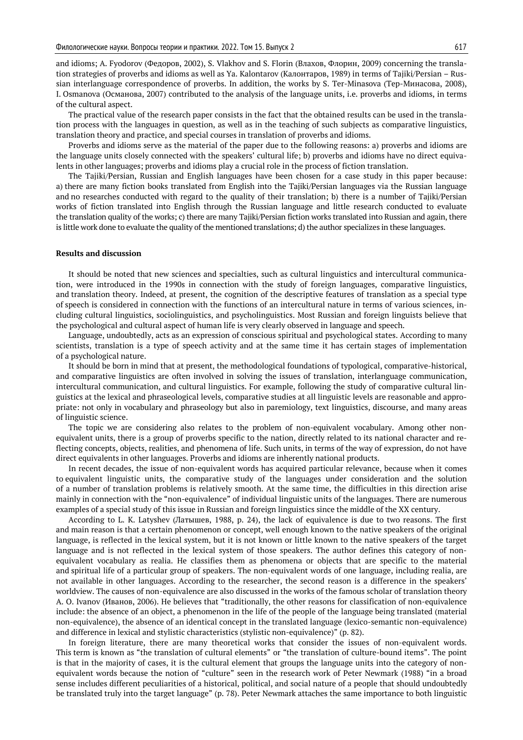and idioms; A. Fyodorov (Федоров, 2002), S. Vlakhov and S. Florin (Влахов, Флорин, 2009) concerning the translation strategies of proverbs and idioms as well as Ya. Kalontarov (Калонтаров, 1989) in terms of Tajiki/Persian – Russian interlanguage correspondence of proverbs. In addition, the works by S. Ter-Minasova (Тер-Минасова, 2008), I. Osmanova (Османова, 2007) contributed to the analysis of the language units, i.e. proverbs and idioms, in terms of the cultural aspect.

The practical value of the research paper consists in the fact that the obtained results can be used in the translation process with the languages in question, as well as in the teaching of such subjects as comparative linguistics, translation theory and practice, and special courses in translation of proverbs and idioms.

Proverbs and idioms serve as the material of the paper due to the following reasons: a) proverbs and idioms are the language units closely connected with the speakers' cultural life; b) proverbs and idioms have no direct equivalents in other languages; proverbs and idioms play a crucial role in the process of fiction translation.

The Tajiki/Persian, Russian and English languages have been chosen for a case study in this paper because: a) there are many fiction books translated from English into the Tajiki/Persian languages via the Russian language and no researches conducted with regard to the quality of their translation; b) there is a number of Tajiki/Persian works of fiction translated into English through the Russian language and little research conducted to evaluate the translation quality of the works; c) there are many Tajiki/Persian fiction works translated into Russian and again, there is little work done to evaluate the quality of the mentioned translations; d) the author specializes in these languages.

## Results and discussion

It should be noted that new sciences and specialties, such as cultural linguistics and intercultural communication, were introduced in the 1990s in connection with the study of foreign languages, comparative linguistics, and translation theory. Indeed, at present, the cognition of the descriptive features of translation as a special type of speech is considered in connection with the functions of an intercultural nature in terms of various sciences, including cultural linguistics, sociolinguistics, and psycholinguistics. Most Russian and foreign linguists believe that the psychological and cultural aspect of human life is very clearly observed in language and speech.

Language, undoubtedly, acts as an expression of conscious spiritual and psychological states. According to many scientists, translation is a type of speech activity and at the same time it has certain stages of implementation of a psychological nature.

It should be born in mind that at present, the methodological foundations of typological, comparative-historical, and comparative linguistics are often involved in solving the issues of translation, interlanguage communication, intercultural communication, and cultural linguistics. For example, following the study of comparative cultural linguistics at the lexical and phraseological levels, comparative studies at all linguistic levels are reasonable and appropriate: not only in vocabulary and phraseology but also in paremiology, text linguistics, discourse, and many areas of linguistic science.

The topic we are considering also relates to the problem of non-equivalent vocabulary. Among other non-equivalent units, there is a group of proverbs specific to the nation, directly related to its national character and reflecting concepts, objects, realities, and phenomena of life. Such units, in terms of the way of expression, do not have direct equivalents in other languages. Proverbs and idioms are inherently national products.

In recent decades, the issue of non-equivalent words has acquired particular relevance, because when it comes to equivalent linguistic units, the comparative study of the languages under consideration and the solution of a number of translation problems is relatively smooth. At the same time, the difficulties in this direction arise mainly in connection with the "non-equivalence" of individual linguistic units of the languages. There are numerous examples of a special study of this issue in Russian and foreign linguistics since the middle of the XX century.

According to L. K. Latyshev (Латышев, 1988, p. 24), the lack of equivalence is due to two reasons. The first and main reason is that a certain phenomenon or concept, well enough known to the native speakers of the original language, is reflected in the lexical system, but it is not known or little known to the native speakers of the target language and is not reflected in the lexical system of those speakers. The author defines this category of non-equivalent vocabulary as realia. He classifies them as phenomena or objects that are specific to the material and spiritual life of a particular group of speakers. The non-equivalent words of one language, including realia, are not available in other languages. According to the researcher, the second reason is a difference in the speakers' worldview. The causes of non-equivalence are also discussed in the works of the famous scholar of translation theory A. O. Ivanov (Иванов, 2006). He believes that "traditionally, the other reasons for classification of non-equivalence include: the absence of an object, a phenomenon in the life of the people of the language being translated (material non-equivalence), the absence of an identical concept in the translated language (lexico-semantic non-equivalence) and difference in lexical and stylistic characteristics (stylistic non-equivalence)" (p. 82).

In foreign literature, there are many theoretical works that consider the issues of non-equivalent words. This term is known as "the translation of cultural elements" or "the translation of culture-bound items". The point is that in the majority of cases, it is the cultural element that groups the language units into the category of non-equivalent words because the notion of "culture" seen in the research work of Peter Newmark (1988) "in a broad sense includes different peculiarities of a historical, political, and social nature of a people that should undoubtedly be translated truly into the target language" (p. 78). Peter Newmark attaches the same importance to both linguistic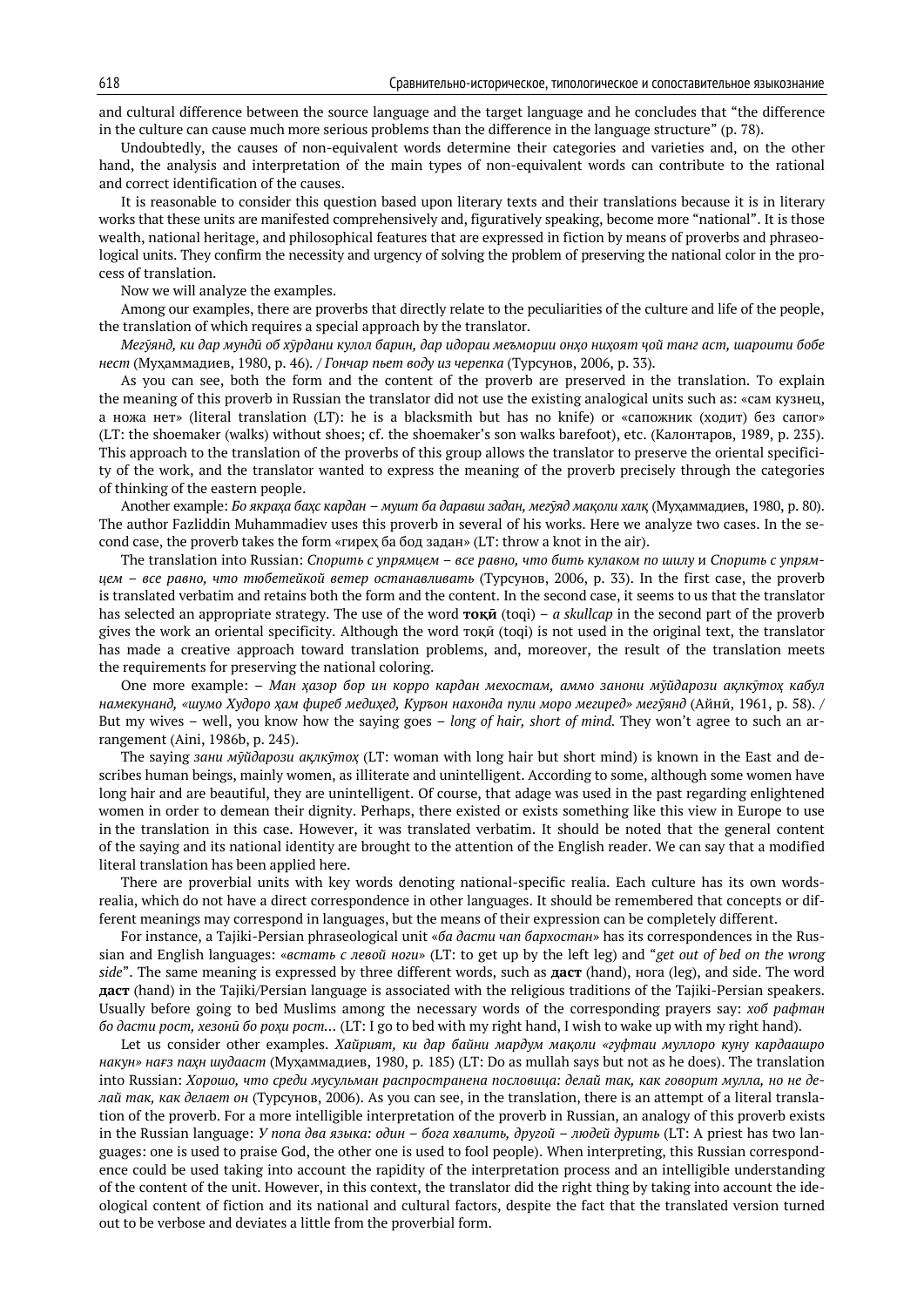and cultural difference between the source language and the target language and he concludes that "the difference in the culture can cause much more serious problems than the difference in the language structure" (p. 78).

Undoubtedly, the causes of non-equivalent words determine their categories and varieties and, on the other hand, the analysis and interpretation of the main types of non-equivalent words can contribute to the rational and correct identification of the causes.

It is reasonable to consider this question based upon literary texts and their translations because it is in literary works that these units are manifested comprehensively and, figuratively speaking, become more "national". It is those wealth, national heritage, and philosophical features that are expressed in fiction by means of proverbs and phraseological units. They confirm the necessity and urgency of solving the problem of preserving the national color in the process of translation.

Now we will analyze the examples.

Among our examples, there are proverbs that directly relate to the peculiarities of the culture and life of the people, the translation of which requires a special approach by the translator.

*Мегӯянд, ки дар мундӣ об хӯрдани кулол барин, дар идораи меъмории онҳо ниҳоят ҷой танг аст, шароити бобе нест* (Муҳаммадиев, 1980, p. 46). / *Гончар пьет воду из черепка* (Турсунов, 2006, p. 33).

As you can see, both the form and the content of the proverb are preserved in the translation. To explain the meaning of this proverb in Russian the translator did not use the existing analogical units such as: «сам кузнец, а ножа нет» (literal translation (LT): he is a blacksmith but has no knife) or «сапожник (ходит) без сапог» (LT: the shoemaker (walks) without shoes; cf. the shoemaker's son walks barefoot), etc. (Калонтаров, 1989, p. 235). This approach to the translation of the proverbs of this group allows the translator to preserve the oriental specificity of the work, and the translator wanted to express the meaning of the proverb precisely through the categories of thinking of the eastern people.

Another example: *Бо якраҳа баҳс кардан – мушт ба дараваш задан, мегӯяд мақоли халқ* (Муҳаммадиев, 1980, p. 80). The author Fazliddin Muhammadiev uses this proverb in several of his works. Here we analyze two cases. In the second case, the proverb takes the form «гиреҳ ба бод задан» (LT: throw a knot in the air).

The translation into Russian: *Спорить с упрямцем – все равно, что бить кулаком по шилу* и *Спорить с упрямцем – все равно, что тюбетейкой ветер останавливать* (Турсунов, 2006, p. 33). In the first case, the proverb is translated verbatim and retains both the form and the content. In the second case, it seems to us that the translator has selected an appropriate strategy. The use of the word **тоқӣ** (toqi) – *a skullcap* in the second part of the proverb gives the work an oriental specificity. Although the word тоқӣ (toqi) is not used in the original text, the translator has made a creative approach toward translation problems, and, moreover, the result of the translation meets the requirements for preserving the national coloring.

One more example: – *Ман ҳозор бор ин корро кардан мехостам, аммо занони мӯйдарози ақлкӯтоҳ кабул намекунанд, «шумо Худоро ҳам фиреб медиҳед, Куръон нахонда пули моро мегиред» мегӯянд* (Айнӣ, 1961, p. 58). / But my wives – well, you know how the saying goes – *long of hair, short of mind*. They won't agree to such an arrangement (Aini, 1986b, p. 245).

The saying *зани мӯйдарози ақлкӯтоҳ* (LT: woman with long hair but short mind) is known in the East and describes human beings, mainly women, as illiterate and unintelligent. According to some, although some women have long hair and are beautiful, they are unintelligent. Of course, that adage was used in the past regarding enlightened women in order to demean their dignity. Perhaps, there existed or exists something like this view in Europe to use in the translation in this case. However, it was translated verbatim. It should be noted that the general content of the saying and its national identity are brought to the attention of the English reader. We can say that a modified literal translation has been applied here.

There are proverbial units with key words denoting national-specific realia. Each culture has its own words-realia, which do not have a direct correspondence in other languages. It should be remembered that concepts or different meanings may correspond in languages, but the means of their expression can be completely different.

For instance, a Tajiki-Persian phraseological unit «*ба дасти чап бархостан*» has its correspondences in the Russian and English languages: «*встать с левой ноги*» (LT: to get up by the left leg) and "*get out of bed on the wrong side*". The same meaning is expressed by three different words, such as **даст** (hand), нога (leg), and side. The word **даст** (hand) in the Tajiki/Persian language is associated with the religious traditions of the Tajiki-Persian speakers. Usually before going to bed Muslims among the necessary words of the corresponding prayers say: *хоб рафтан бо дасти рост, хезонӣ бо роҳи рост…* (LT: I go to bed with my right hand, I wish to wake up with my right hand).

Let us consider other examples. *Хайрият, ки дар байни мардум мақоли «гуфтаи муллоро куну кардаашро накун» нағз паҳн шудааст* (Муҳаммадиев, 1980, p. 185) (LT: Do as mullah says but not as he does). The translation into Russian: *Хорошо, что среди мусульман распространена пословица: делай так, как говорит мулла, но не делай так, как делает он* (Турсунов, 2006). As you can see, in the translation, there is an attempt of a literal translation of the proverb. For a more intelligible interpretation of the proverb in Russian, an analogy of this proverb exists in the Russian language: *У попа два языка: один – бога хвалить, другой – людей дурить* (LT: A priest has two languages: one is used to praise God, the other one is used to fool people). When interpreting, this Russian correspondence could be used taking into account the rapidity of the interpretation process and an intelligible understanding of the content of the unit. However, in this context, the translator did the right thing by taking into account the ideological content of fiction and its national and cultural factors, despite the fact that the translated version turned out to be verbose and deviates a little from the proverbial form.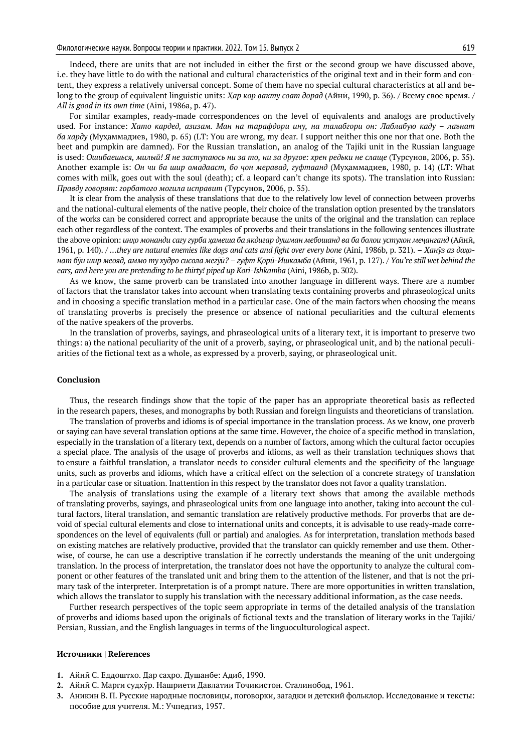Indeed, there are units that are not included in either the first or the second group we have discussed above, i.e. they have little to do with the national and cultural characteristics of the original text and in their form and content, they express a relatively universal concept. Some of them have no special cultural characteristics at all and belong to the group of equivalent linguistic units: *Ҳар кор вакту соат дорад* (Айнӣ, 1990, p. 36). / Всему свое время. / *All is good in its own time* (Aini, 1986a, p. 47).

For similar examples, ready-made correspondences on the level of equivalents and analogs are productively used. For instance: *Хато кардед, азизам. Ман на тарафдори ину, на талабгори он: Лаблабую каду – лаънат ба харду* (Муҳаммадиев, 1980, p. 65) (LT: You are wrong, my dear. I support neither this one nor that one. Both the beet and pumpkin are damned). For the Russian translation, an analog of the Tajiki unit in the Russian language is used: *Ошибаешься, милый! Я не заступаюсь ни за то, ни за другое: хрен редьки не слаще* (Турсунов, 2006, p. 35). Another example is: *Он чи ба шир омадааст, бо ҷон меравад, гуфтаанд* (Муҳаммадиев, 1980, p. 14) (LT: What comes with milk, goes out with the soul (death); cf. a leopard can't change its spots). The translation into Russian: *Правду говорят: горбатого могила исправит* (Турсунов, 2006, p. 35).

It is clear from the analysis of these translations that due to the relatively low level of connection between proverbs and the national-cultural elements of the native people, their choice of the translation option presented by the translators of the works can be considered correct and appropriate because the units of the original and the translation can replace each other regardless of the context. The examples of proverbs and their translations in the following sentences illustrate the above opinion: *инҳо монанди сагу гурба ҳамеша ба якдигар душман мебошанд ва ба болои устухон меҷанганд* (Айнӣ, 1961, p. 140). / *…they are natural enemies like dogs and cats and fight over every bone* (Aini, 1986b, p. 321). – *Ҳанӯз аз даҳонат бӯи шир меояд, аммо ту худро сисола мегӯӣ? – гуфт Қорӣ-Ишкамба* (Айнӣ, 1961, p. 127). / *You're still wet behind the ears, and here you are pretending to be thirty! piped up Kori-Ishkamba* (Aini, 1986b, p. 302).

As we know, the same proverb can be translated into another language in different ways. There are a number of factors that the translator takes into account when translating texts containing proverbs and phraseological units and in choosing a specific translation method in a particular case. One of the main factors when choosing the means of translating proverbs is precisely the presence or absence of national peculiarities and the cultural elements of the native speakers of the proverbs.

In the translation of proverbs, sayings, and phraseological units of a literary text, it is important to preserve two things: a) the national peculiarity of the unit of a proverb, saying, or phraseological unit, and b) the national peculiarities of the fictional text as a whole, as expressed by a proverb, saying, or phraseological unit.

## Conclusion

Thus, the research findings show that the topic of the paper has an appropriate theoretical basis as reflected in the research papers, theses, and monographs by both Russian and foreign linguists and theoreticians of translation.

The translation of proverbs and idioms is of special importance in the translation process. As we know, one proverb or saying can have several translation options at the same time. However, the choice of a specific method in translation, especially in the translation of a literary text, depends on a number of factors, among which the cultural factor occupies a special place. The analysis of the usage of proverbs and idioms, as well as their translation techniques shows that to ensure a faithful translation, a translator needs to consider cultural elements and the specificity of the language units, such as proverbs and idioms, which have a critical effect on the selection of a concrete strategy of translation in a particular case or situation. Inattention in this respect by the translator does not favor a quality translation.

The analysis of translations using the example of a literary text shows that among the available methods of translating proverbs, sayings, and phraseological units from one language into another, taking into account the cultural factors, literal translation, and semantic translation are relatively productive methods. For proverbs that are devoid of special cultural elements and close to international units and concepts, it is advisable to use ready-made correspondences on the level of equivalents (full or partial) and analogies. As for interpretation, translation methods based on existing matches are relatively productive, provided that the translator can quickly remember and use them. Otherwise, of course, he can use a descriptive translation if he correctly understands the meaning of the unit undergoing translation. In the process of interpretation, the translator does not have the opportunity to analyze the cultural component or other features of the translated unit and bring them to the attention of the listener, and that is not the primary task of the interpreter. Interpretation is of a prompt nature. There are more opportunities in written translation, which allows the translator to supply his translation with the necessary additional information, as the case needs.

Further research perspectives of the topic seem appropriate in terms of the detailed analysis of the translation of proverbs and idioms based upon the originals of fictional texts and the translation of literary works in the Tajiki/Persian, Russian, and the English languages in terms of the linguoculturological aspect.

## Источники | References

1. Айнӣ С. Еддоштхо. Дар саҳро. Душанбе: Адиб, 1990.
2. Айнӣ С. Марги судхӯр. Нашриети Давлатии Тоҷикистон. Сталинобод, 1961.
3. Аникин В. П. Русские народные пословицы, поговорки, загадки и детский фольклор. Исследование и тексты: пособие для учителя. М.: Учпедгиз, 1957.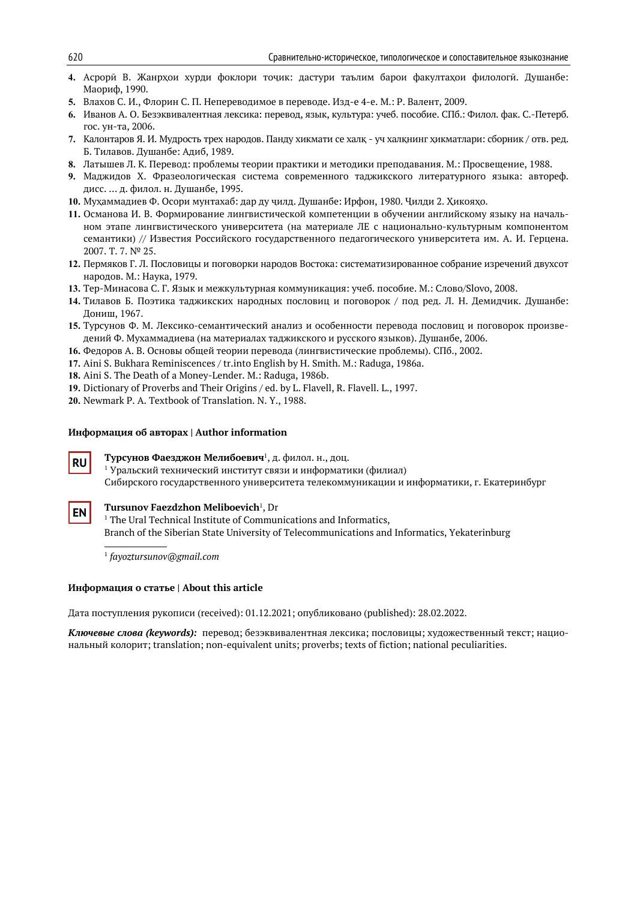4. Асрорӣ В. Жанрҳои хурди фоклори тоҷик: дастури таълим барои факултаҳои филологӣ. Душанбе: Маориф, 1990.
5. Влахов С. И., Флорин С. П. Непереводимое в переводе. Изд-е 4-е. М.: Р. Валент, 2009.
6. Иванов А. О. Безэквивалентная лексика: перевод, язык, культура: учеб. пособие. СПб.: Филол. фак. С.-Петерб. гос. ун-та, 2006.
7. Калонтаров Я. И. Мудрость трех народов. Панду хикмати се халқ - уч халқнинг ҳикматлари: сборник / отв. ред. Б. Тилавов. Душанбе: Адиб, 1989.
8. Латышев Л. К. Перевод: проблемы теории практики и методики преподавания. М.: Просвещение, 1988.
9. Маджидов Х. Фразеологическая система современного таджикского литературного языка: автореф. дисс. … д. филол. н. Душанбе, 1995.
10. Муҳаммадиев Ф. Осори мунтахаб: дар ду ҷилд. Душанбе: Ирфон, 1980. Ҷилди 2. Ҳикояҳо.
11. Османова И. В. Формирование лингвистической компетенции в обучении английскому языку на начальном этапе лингвистического университета (на материале ЛЕ с национально-культурным компонентом семантики) // Известия Российского государственного педагогического университета им. А. И. Герцена. 2007. Т. 7. № 25.
12. Пермяков Г. Л. Пословицы и поговорки народов Востока: систематизированное собрание изречений двухсот народов. М.: Наука, 1979.
13. Тер-Минасова С. Г. Язык и межкультурная коммуникация: учеб. пособие. М.: Слово/Slovo, 2008.
14. Тилавов Б. Поэтика таджикских народных пословиц и поговорок / под ред. Л. Н. Демидчик. Душанбе: Дониш, 1967.
15. Турсунов Ф. М. Лексико-семантический анализ и особенности перевода пословиц и поговорок произведений Ф. Мухаммадиева (на материалах таджикского и русского языков). Душанбе, 2006.
16. Федоров А. В. Основы общей теории перевода (лингвистические проблемы). СПб., 2002.
17. Aini S. Bukhara Reminiscences / tr.into English by H. Smith. M.: Raduga, 1986a.
18. Aini S. The Death of a Money-Lender. M.: Raduga, 1986b.
19. Dictionary of Proverbs and Their Origins / ed. by L. Flavell, R. Flavell. L., 1997.
20. Newmark P. A. Textbook of Translation. N. Y., 1988.

### Информация об авторах | Author information

**RU**

**Турсунов Фаезджон Мелибоевич**[1], д. филол. н., доц.
[1] Уральский технический институт связи и информатики (филиал)
Сибирского государственного университета телекоммуникации и информатики, г. Екатеринбург

**EN**

**Tursunov Faezdzhon Meliboevich**[1], Dr
[1] The Ural Technical Institute of Communications and Informatics,
Branch of the Siberian State University of Telecommunications and Informatics, Yekaterinburg

[1] *fayoztursunov@gmail.com*

### Информация о статье | About this article

Дата поступления рукописи (received): 01.12.2021; опубликовано (published): 28.02.2022.

***Ключевые слова (keywords):*** перевод; безэквивалентная лексика; пословицы; художественный текст; национальный колорит; translation; non-equivalent units; proverbs; texts of fiction; national peculiarities.